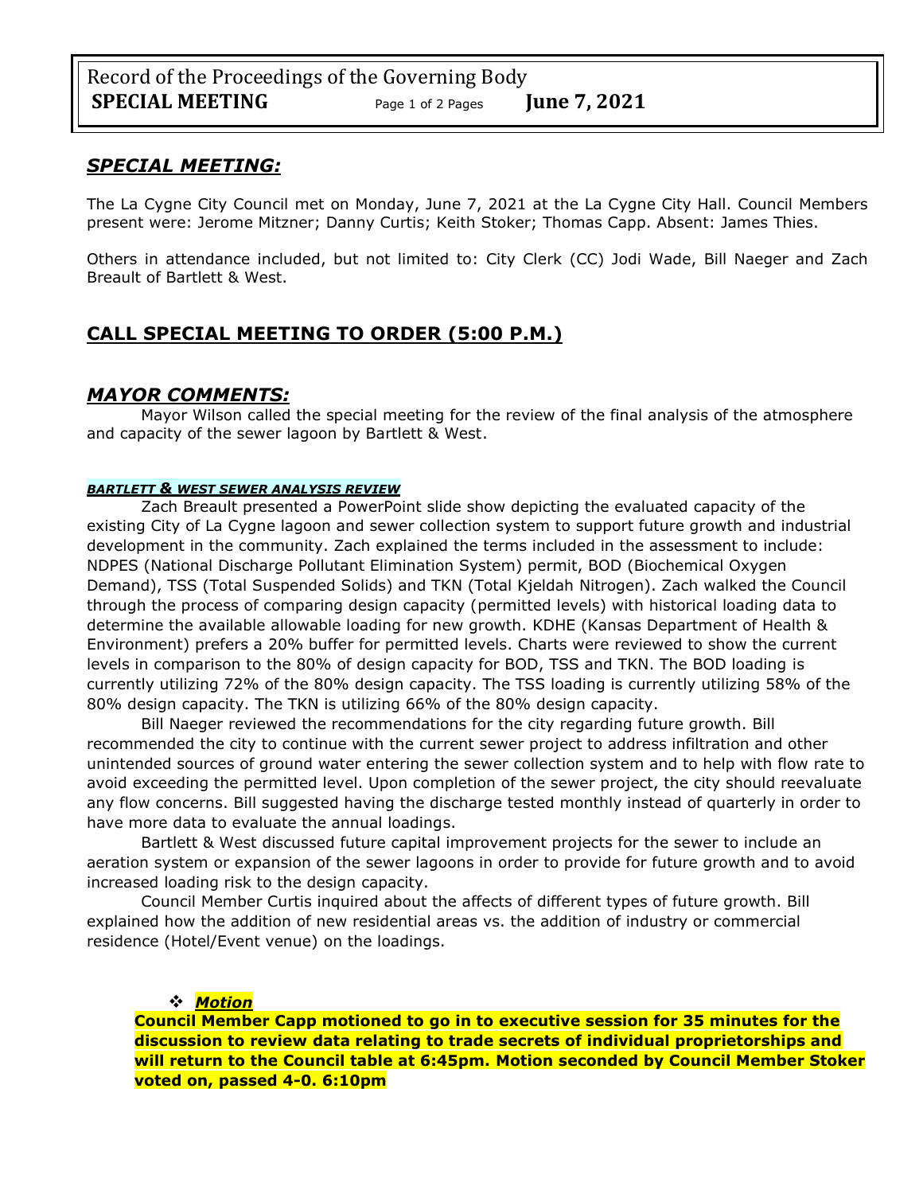## *SPECIAL MEETING:*

The La Cygne City Council met on Monday, June 7, 2021 at the La Cygne City Hall. Council Members present were: Jerome Mitzner; Danny Curtis; Keith Stoker; Thomas Capp. Absent: James Thies.

Others in attendance included, but not limited to: City Clerk (CC) Jodi Wade, Bill Naeger and Zach Breault of Bartlett & West.

## CALL SPECIAL MEETING TO ORDER (5:00 P.M.)

## *MAYOR COMMENTS:*

Mayor Wilson called the special meeting for the review of the final analysis of the atmosphere and capacity of the sewer lagoon by Bartlett & West.

#### *BARTLETT & WEST SEWER ANALYSIS REVIEW*

Zach Breault presented a PowerPoint slide show depicting the evaluated capacity of the existing City of La Cygne lagoon and sewer collection system to support future growth and industrial development in the community. Zach explained the terms included in the assessment to include: NDPES (National Discharge Pollutant Elimination System) permit, BOD (Biochemical Oxygen Demand), TSS (Total Suspended Solids) and TKN (Total Kjeldah Nitrogen). Zach walked the Council through the process of comparing design capacity (permitted levels) with historical loading data to determine the available allowable loading for new growth. KDHE (Kansas Department of Health & Environment) prefers a 20% buffer for permitted levels. Charts were reviewed to show the current levels in comparison to the 80% of design capacity for BOD, TSS and TKN. The BOD loading is currently utilizing 72% of the 80% design capacity. The TSS loading is currently utilizing 58% of the 80% design capacity. The TKN is utilizing 66% of the 80% design capacity.

Bill Naeger reviewed the recommendations for the city regarding future growth. Bill recommended the city to continue with the current sewer project to address infiltration and other unintended sources of ground water entering the sewer collection system and to help with flow rate to avoid exceeding the permitted level. Upon completion of the sewer project, the city should reevaluate any flow concerns. Bill suggested having the discharge tested monthly instead of quarterly in order to have more data to evaluate the annual loadings.

Bartlett & West discussed future capital improvement projects for the sewer to include an aeration system or expansion of the sewer lagoons in order to provide for future growth and to avoid increased loading risk to the design capacity.

Council Member Curtis inquired about the affects of different types of future growth. Bill explained how the addition of new residential areas vs. the addition of industry or commercial residence (Hotel/Event venue) on the loadings.

- ***Motion***

**Council Member Capp motioned to go in to executive session for 35 minutes for the discussion to review data relating to trade secrets of individual proprietorships and will return to the Council table at 6:45pm. Motion seconded by Council Member Stoker voted on, passed 4-0. 6:10pm**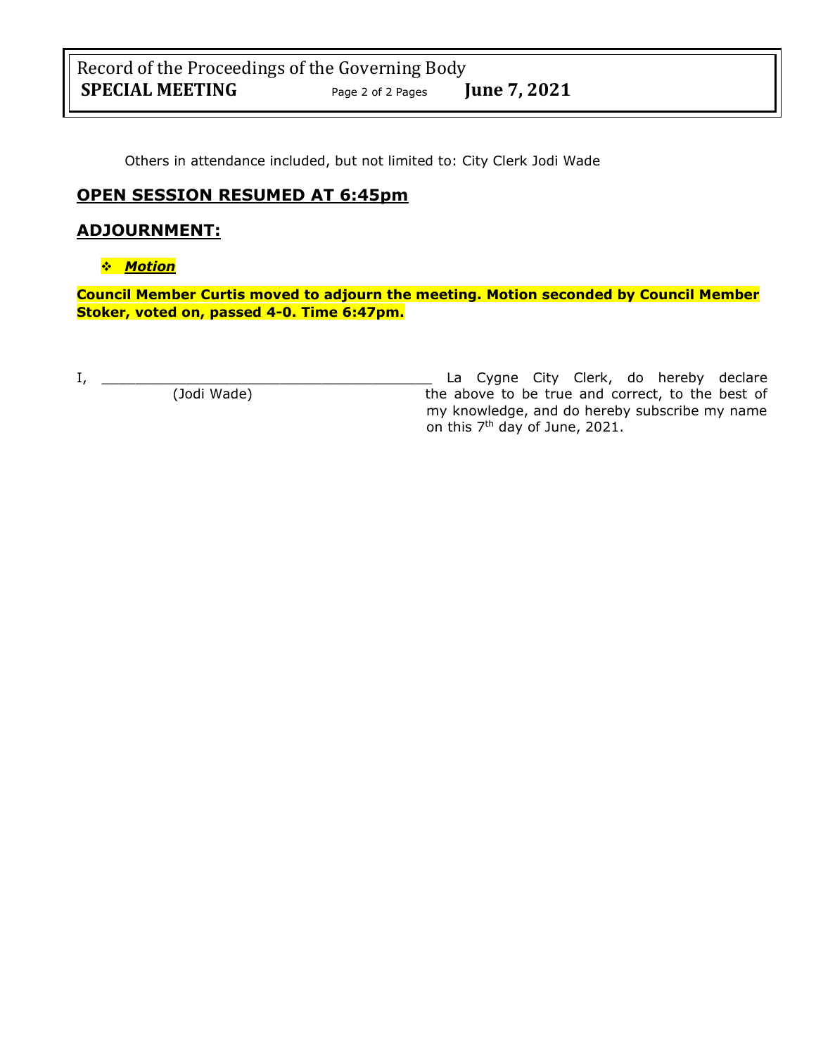Others in attendance included, but not limited to: City Clerk Jodi Wade

## OPEN SESSION RESUMED AT 6:45pm

## ADJOURNMENT:

- ***Motion***

**Council Member Curtis moved to adjourn the meeting. Motion seconded by Council Member Stoker, voted on, passed 4-0. Time 6:47pm.**

I, ________________________________________ La Cygne City Clerk, do hereby declare the above to be true and correct, to the best of my knowledge, and do hereby subscribe my name on this 7th day of June, 2021.

(Jodi Wade)